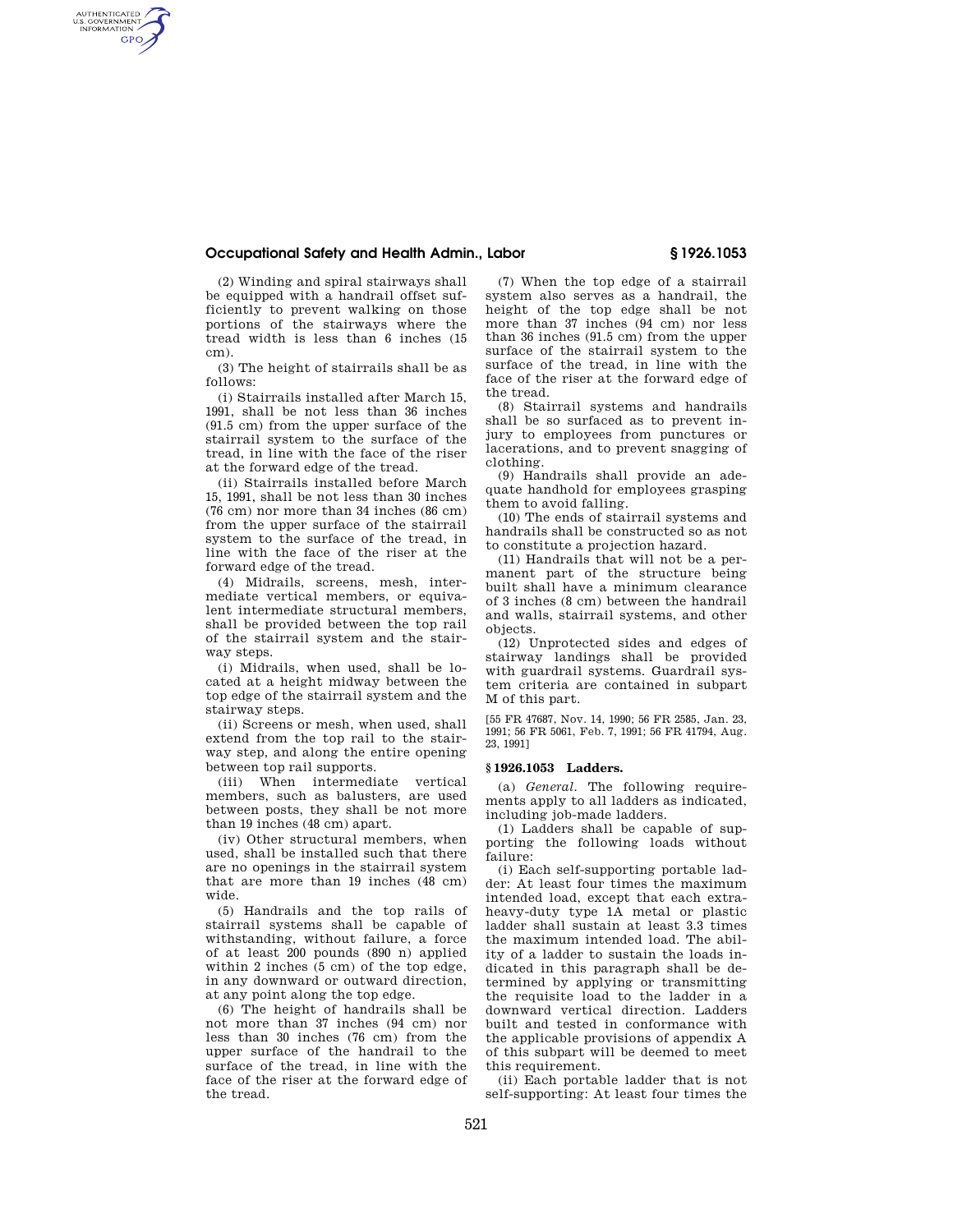(2) Winding and spiral stairways shall be equipped with a handrail offset sufficiently to prevent walking on those portions of the stairways where the tread width is less than 6 inches (15 cm).

(3) The height of stairrails shall be as follows:

(i) Stairrails installed after March 15, 1991, shall be not less than 36 inches (91.5 cm) from the upper surface of the stairrail system to the surface of the tread, in line with the face of the riser at the forward edge of the tread.

(ii) Stairrails installed before March 15, 1991, shall be not less than 30 inches (76 cm) nor more than 34 inches (86 cm) from the upper surface of the stairrail system to the surface of the tread, in line with the face of the riser at the forward edge of the tread.

(4) Midrails, screens, mesh, intermediate vertical members, or equivalent intermediate structural members, shall be provided between the top rail of the stairrail system and the stairway steps.

(i) Midrails, when used, shall be located at a height midway between the top edge of the stairrail system and the stairway steps.

(ii) Screens or mesh, when used, shall extend from the top rail to the stairway step, and along the entire opening between top rail supports.

(iii) When intermediate vertical members, such as balusters, are used between posts, they shall be not more than 19 inches (48 cm) apart.

(iv) Other structural members, when used, shall be installed such that there are no openings in the stairrail system that are more than 19 inches (48 cm) wide.

(5) Handrails and the top rails of stairrail systems shall be capable of withstanding, without failure, a force of at least 200 pounds (890 n) applied within 2 inches (5 cm) of the top edge, in any downward or outward direction, at any point along the top edge.

(6) The height of handrails shall be not more than 37 inches (94 cm) nor less than 30 inches (76 cm) from the upper surface of the handrail to the surface of the tread, in line with the face of the riser at the forward edge of the tread.

(7) When the top edge of a stairrail system also serves as a handrail, the height of the top edge shall be not more than 37 inches (94 cm) nor less than 36 inches (91.5 cm) from the upper surface of the stairrail system to the surface of the tread, in line with the face of the riser at the forward edge of the tread.

(8) Stairrail systems and handrails shall be so surfaced as to prevent injury to employees from punctures or lacerations, and to prevent snagging of clothing.

(9) Handrails shall provide an adequate handhold for employees grasping them to avoid falling.

(10) The ends of stairrail systems and handrails shall be constructed so as not to constitute a projection hazard.

(11) Handrails that will not be a permanent part of the structure being built shall have a minimum clearance of 3 inches (8 cm) between the handrail and walls, stairrail systems, and other objects.

(12) Unprotected sides and edges of stairway landings shall be provided with guardrail systems. Guardrail system criteria are contained in subpart M of this part.

[55 FR 47687, Nov. 14, 1990; 56 FR 2585, Jan. 23, 1991; 56 FR 5061, Feb. 7, 1991; 56 FR 41794, Aug. 23, 1991]

## § 1926.1053 Ladders.

(a) *General.* The following requirements apply to all ladders as indicated, including job-made ladders.

(1) Ladders shall be capable of supporting the following loads without failure:

(i) Each self-supporting portable ladder: At least four times the maximum intended load, except that each extra-heavy-duty type 1A metal or plastic ladder shall sustain at least 3.3 times the maximum intended load. The ability of a ladder to sustain the loads indicated in this paragraph shall be determined by applying or transmitting the requisite load to the ladder in a downward vertical direction. Ladders built and tested in conformance with the applicable provisions of appendix A of this subpart will be deemed to meet this requirement.

(ii) Each portable ladder that is not self-supporting: At least four times the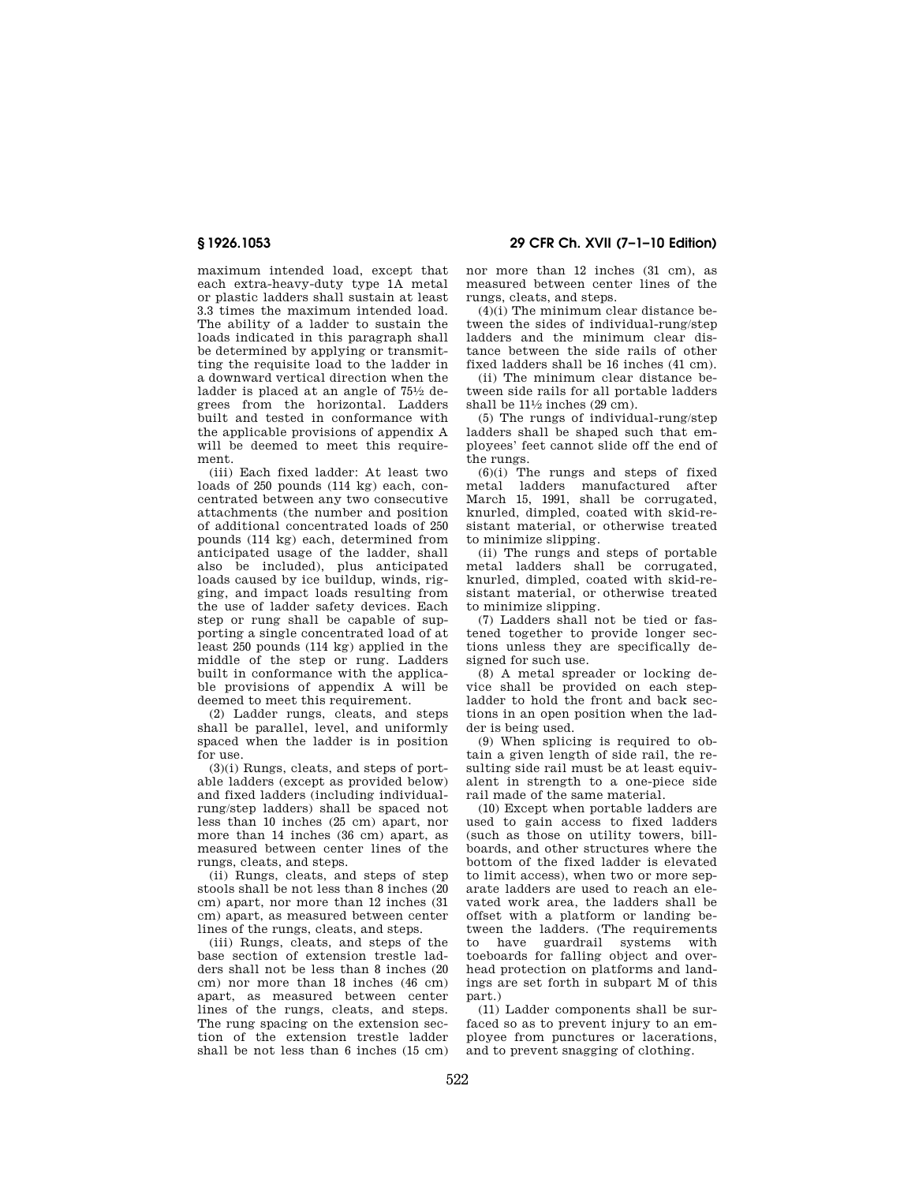maximum intended load, except that each extra-heavy-duty type 1A metal or plastic ladders shall sustain at least 3.3 times the maximum intended load. The ability of a ladder to sustain the loads indicated in this paragraph shall be determined by applying or transmitting the requisite load to the ladder in a downward vertical direction when the ladder is placed at an angle of 75½ degrees from the horizontal. Ladders built and tested in conformance with the applicable provisions of appendix A will be deemed to meet this requirement.

(iii) Each fixed ladder: At least two loads of 250 pounds (114 kg) each, concentrated between any two consecutive attachments (the number and position of additional concentrated loads of 250 pounds (114 kg) each, determined from anticipated usage of the ladder, shall also be included), plus anticipated loads caused by ice buildup, winds, rigging, and impact loads resulting from the use of ladder safety devices. Each step or rung shall be capable of supporting a single concentrated load of at least 250 pounds (114 kg) applied in the middle of the step or rung. Ladders built in conformance with the applicable provisions of appendix A will be deemed to meet this requirement.

(2) Ladder rungs, cleats, and steps shall be parallel, level, and uniformly spaced when the ladder is in position for use.

(3)(i) Rungs, cleats, and steps of portable ladders (except as provided below) and fixed ladders (including individual-rung/step ladders) shall be spaced not less than 10 inches (25 cm) apart, nor more than 14 inches (36 cm) apart, as measured between center lines of the rungs, cleats, and steps.

(ii) Rungs, cleats, and steps of step stools shall be not less than 8 inches (20 cm) apart, nor more than 12 inches (31 cm) apart, as measured between center lines of the rungs, cleats, and steps.

(iii) Rungs, cleats, and steps of the base section of extension trestle ladders shall not be less than 8 inches (20 cm) nor more than 18 inches (46 cm) apart, as measured between center lines of the rungs, cleats, and steps. The rung spacing on the extension section of the extension trestle ladder shall be not less than 6 inches (15 cm) nor more than 12 inches (31 cm), as measured between center lines of the rungs, cleats, and steps.

(4)(i) The minimum clear distance between the sides of individual-rung/step ladders and the minimum clear distance between the side rails of other fixed ladders shall be 16 inches (41 cm).

(ii) The minimum clear distance between side rails for all portable ladders shall be 11½ inches (29 cm).

(5) The rungs of individual-rung/step ladders shall be shaped such that employees' feet cannot slide off the end of the rungs.

(6)(i) The rungs and steps of fixed metal ladders manufactured after March 15, 1991, shall be corrugated, knurled, dimpled, coated with skid-resistant material, or otherwise treated to minimize slipping.

(ii) The rungs and steps of portable metal ladders shall be corrugated, knurled, dimpled, coated with skid-resistant material, or otherwise treated to minimize slipping.

(7) Ladders shall not be tied or fastened together to provide longer sections unless they are specifically designed for such use.

(8) A metal spreader or locking device shall be provided on each stepladder to hold the front and back sections in an open position when the ladder is being used.

(9) When splicing is required to obtain a given length of side rail, the resulting side rail must be at least equivalent in strength to a one-piece side rail made of the same material.

(10) Except when portable ladders are used to gain access to fixed ladders (such as those on utility towers, billboards, and other structures where the bottom of the fixed ladder is elevated to limit access), when two or more separate ladders are used to reach an elevated work area, the ladders shall be offset with a platform or landing between the ladders. (The requirements to have guardrail systems with toeboards for falling object and overhead protection on platforms and landings are set forth in subpart M of this part.)

(11) Ladder components shall be surfaced so as to prevent injury to an employee from punctures or lacerations, and to prevent snagging of clothing.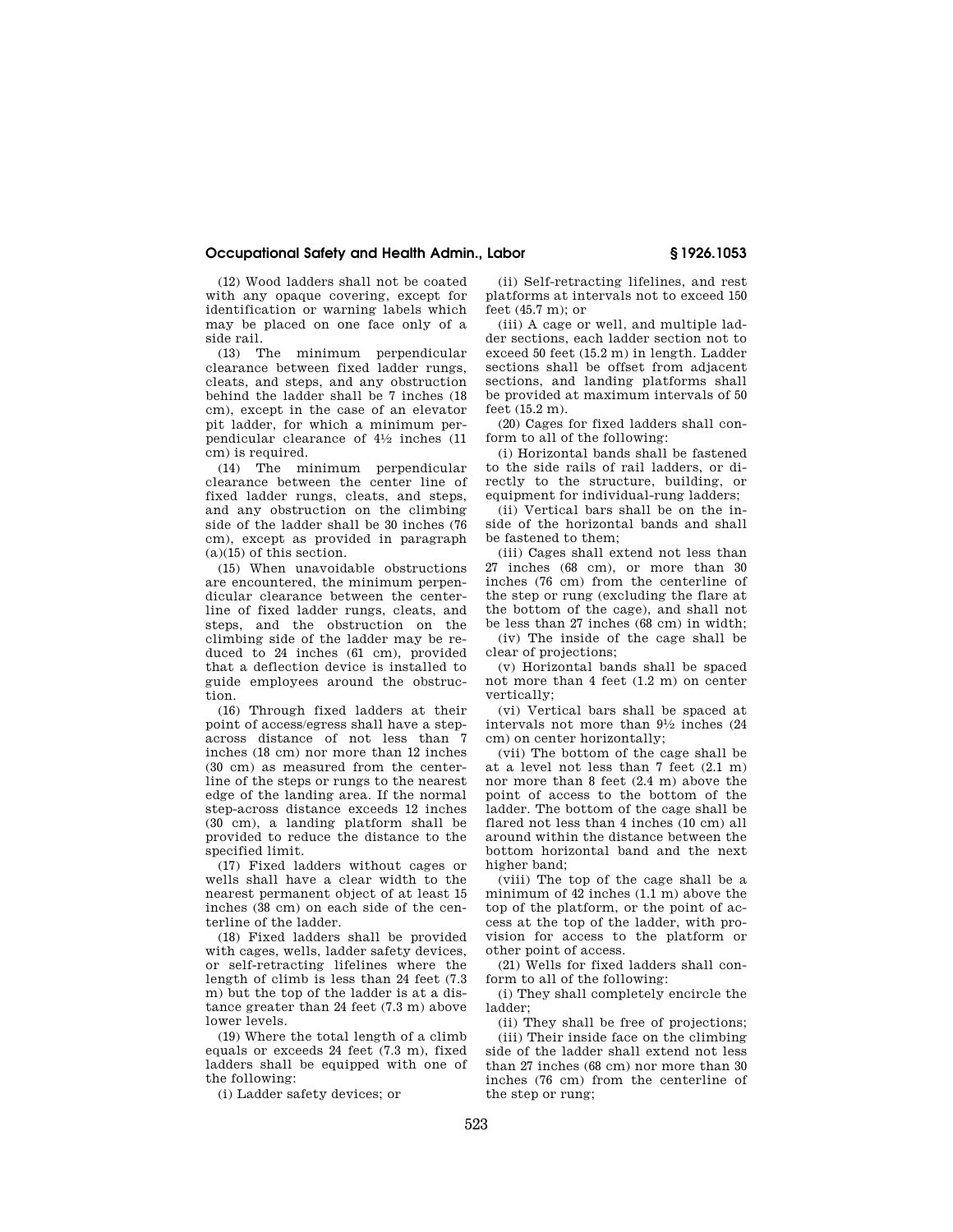(12) Wood ladders shall not be coated with any opaque covering, except for identification or warning labels which may be placed on one face only of a side rail.

(13) The minimum perpendicular clearance between fixed ladder rungs, cleats, and steps, and any obstruction behind the ladder shall be 7 inches (18 cm), except in the case of an elevator pit ladder, for which a minimum perpendicular clearance of 4½ inches (11 cm) is required.

(14) The minimum perpendicular clearance between the center line of fixed ladder rungs, cleats, and steps, and any obstruction on the climbing side of the ladder shall be 30 inches (76 cm), except as provided in paragraph (a)(15) of this section.

(15) When unavoidable obstructions are encountered, the minimum perpendicular clearance between the centerline of fixed ladder rungs, cleats, and steps, and the obstruction on the climbing side of the ladder may be reduced to 24 inches (61 cm), provided that a deflection device is installed to guide employees around the obstruction.

(16) Through fixed ladders at their point of access/egress shall have a step-across distance of not less than 7 inches (18 cm) nor more than 12 inches (30 cm) as measured from the centerline of the steps or rungs to the nearest edge of the landing area. If the normal step-across distance exceeds 12 inches (30 cm), a landing platform shall be provided to reduce the distance to the specified limit.

(17) Fixed ladders without cages or wells shall have a clear width to the nearest permanent object of at least 15 inches (38 cm) on each side of the centerline of the ladder.

(18) Fixed ladders shall be provided with cages, wells, ladder safety devices, or self-retracting lifelines where the length of climb is less than 24 feet (7.3 m) but the top of the ladder is at a distance greater than 24 feet (7.3 m) above lower levels.

(19) Where the total length of a climb equals or exceeds 24 feet (7.3 m), fixed ladders shall be equipped with one of the following:

(i) Ladder safety devices; or

(ii) Self-retracting lifelines, and rest platforms at intervals not to exceed 150 feet (45.7 m); or

(iii) A cage or well, and multiple ladder sections, each ladder section not to exceed 50 feet (15.2 m) in length. Ladder sections shall be offset from adjacent sections, and landing platforms shall be provided at maximum intervals of 50 feet (15.2 m).

(20) Cages for fixed ladders shall conform to all of the following:

(i) Horizontal bands shall be fastened to the side rails of rail ladders, or directly to the structure, building, or equipment for individual-rung ladders;

(ii) Vertical bars shall be on the inside of the horizontal bands and shall be fastened to them;

(iii) Cages shall extend not less than 27 inches (68 cm), or more than 30 inches (76 cm) from the centerline of the step or rung (excluding the flare at the bottom of the cage), and shall not be less than 27 inches (68 cm) in width;

(iv) The inside of the cage shall be clear of projections;

(v) Horizontal bands shall be spaced not more than 4 feet (1.2 m) on center vertically;

(vi) Vertical bars shall be spaced at intervals not more than 9½ inches (24 cm) on center horizontally;

(vii) The bottom of the cage shall be at a level not less than 7 feet (2.1 m) nor more than 8 feet (2.4 m) above the point of access to the bottom of the ladder. The bottom of the cage shall be flared not less than 4 inches (10 cm) all around within the distance between the bottom horizontal band and the next higher band;

(viii) The top of the cage shall be a minimum of 42 inches (1.1 m) above the top of the platform, or the point of access at the top of the ladder, with provision for access to the platform or other point of access.

(21) Wells for fixed ladders shall conform to all of the following:

(i) They shall completely encircle the ladder;

(ii) They shall be free of projections;

(iii) Their inside face on the climbing side of the ladder shall extend not less than 27 inches (68 cm) nor more than 30 inches (76 cm) from the centerline of the step or rung;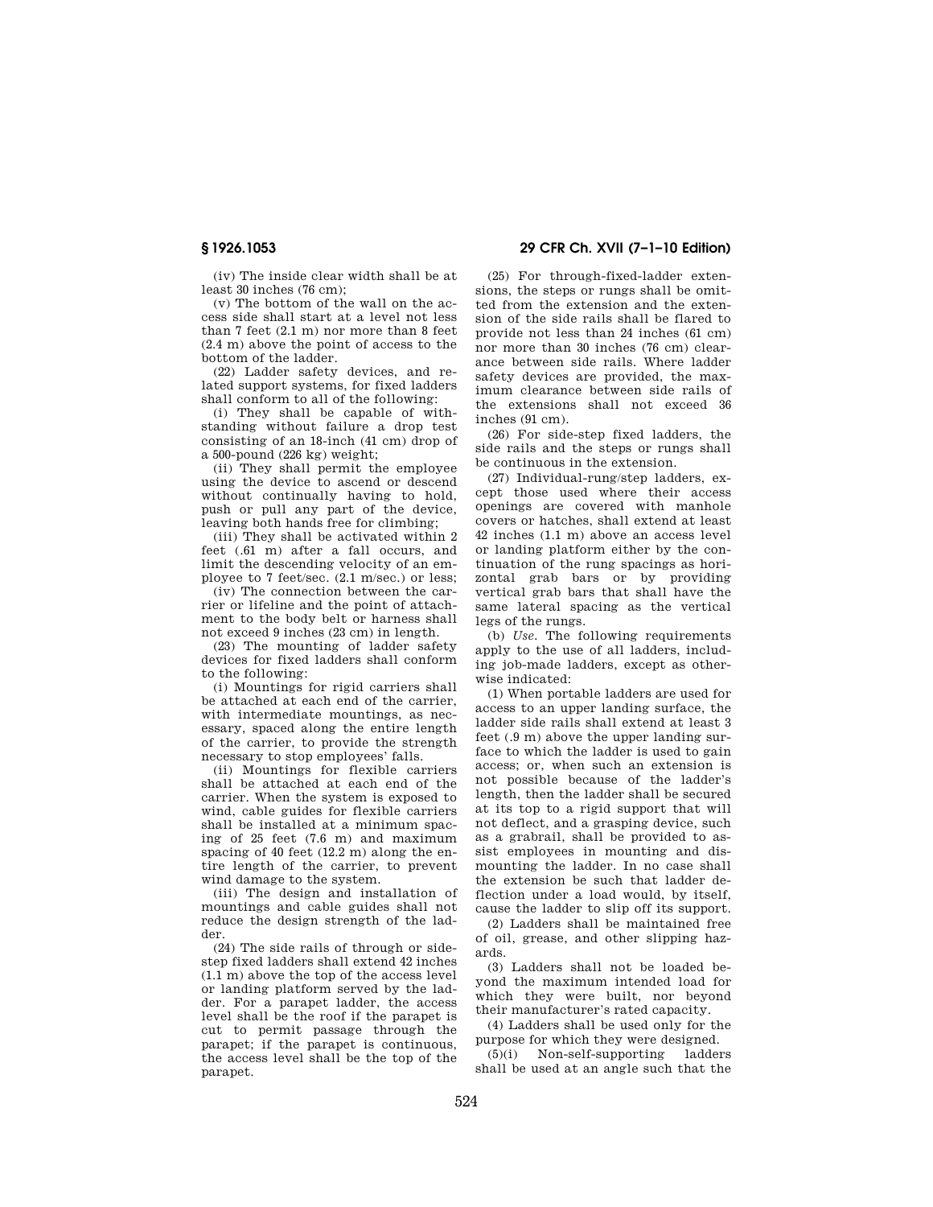(iv) The inside clear width shall be at least 30 inches (76 cm);

(v) The bottom of the wall on the access side shall start at a level not less than 7 feet (2.1 m) nor more than 8 feet (2.4 m) above the point of access to the bottom of the ladder.

(22) Ladder safety devices, and related support systems, for fixed ladders shall conform to all of the following:

(i) They shall be capable of withstanding without failure a drop test consisting of an 18-inch (41 cm) drop of a 500-pound (226 kg) weight;

(ii) They shall permit the employee using the device to ascend or descend without continually having to hold, push or pull any part of the device, leaving both hands free for climbing;

(iii) They shall be activated within 2 feet (.61 m) after a fall occurs, and limit the descending velocity of an employee to 7 feet/sec. (2.1 m/sec.) or less;

(iv) The connection between the carrier or lifeline and the point of attachment to the body belt or harness shall not exceed 9 inches (23 cm) in length.

(23) The mounting of ladder safety devices for fixed ladders shall conform to the following:

(i) Mountings for rigid carriers shall be attached at each end of the carrier, with intermediate mountings, as necessary, spaced along the entire length of the carrier, to provide the strength necessary to stop employees' falls.

(ii) Mountings for flexible carriers shall be attached at each end of the carrier. When the system is exposed to wind, cable guides for flexible carriers shall be installed at a minimum spacing of 25 feet (7.6 m) and maximum spacing of 40 feet (12.2 m) along the entire length of the carrier, to prevent wind damage to the system.

(iii) The design and installation of mountings and cable guides shall not reduce the design strength of the ladder.

(24) The side rails of through or side-step fixed ladders shall extend 42 inches (1.1 m) above the top of the access level or landing platform served by the ladder. For a parapet ladder, the access level shall be the roof if the parapet is cut to permit passage through the parapet; if the parapet is continuous, the access level shall be the top of the parapet.

(25) For through-fixed-ladder extensions, the steps or rungs shall be omitted from the extension and the extension of the side rails shall be flared to provide not less than 24 inches (61 cm) nor more than 30 inches (76 cm) clearance between side rails. Where ladder safety devices are provided, the maximum clearance between side rails of the extensions shall not exceed 36 inches (91 cm).

(26) For side-step fixed ladders, the side rails and the steps or rungs shall be continuous in the extension.

(27) Individual-rung/step ladders, except those used where their access openings are covered with manhole covers or hatches, shall extend at least 42 inches (1.1 m) above an access level or landing platform either by the continuation of the rung spacings as horizontal grab bars or by providing vertical grab bars that shall have the same lateral spacing as the vertical legs of the rungs.

(b) *Use.* The following requirements apply to the use of all ladders, including job-made ladders, except as otherwise indicated:

(1) When portable ladders are used for access to an upper landing surface, the ladder side rails shall extend at least 3 feet (.9 m) above the upper landing surface to which the ladder is used to gain access; or, when such an extension is not possible because of the ladder's length, then the ladder shall be secured at its top to a rigid support that will not deflect, and a grasping device, such as a grabrail, shall be provided to assist employees in mounting and dismounting the ladder. In no case shall the extension be such that ladder deflection under a load would, by itself, cause the ladder to slip off its support.

(2) Ladders shall be maintained free of oil, grease, and other slipping hazards.

(3) Ladders shall not be loaded beyond the maximum intended load for which they were built, nor beyond their manufacturer's rated capacity.

(4) Ladders shall be used only for the purpose for which they were designed.

(5)(i) Non-self-supporting ladders shall be used at an angle such that the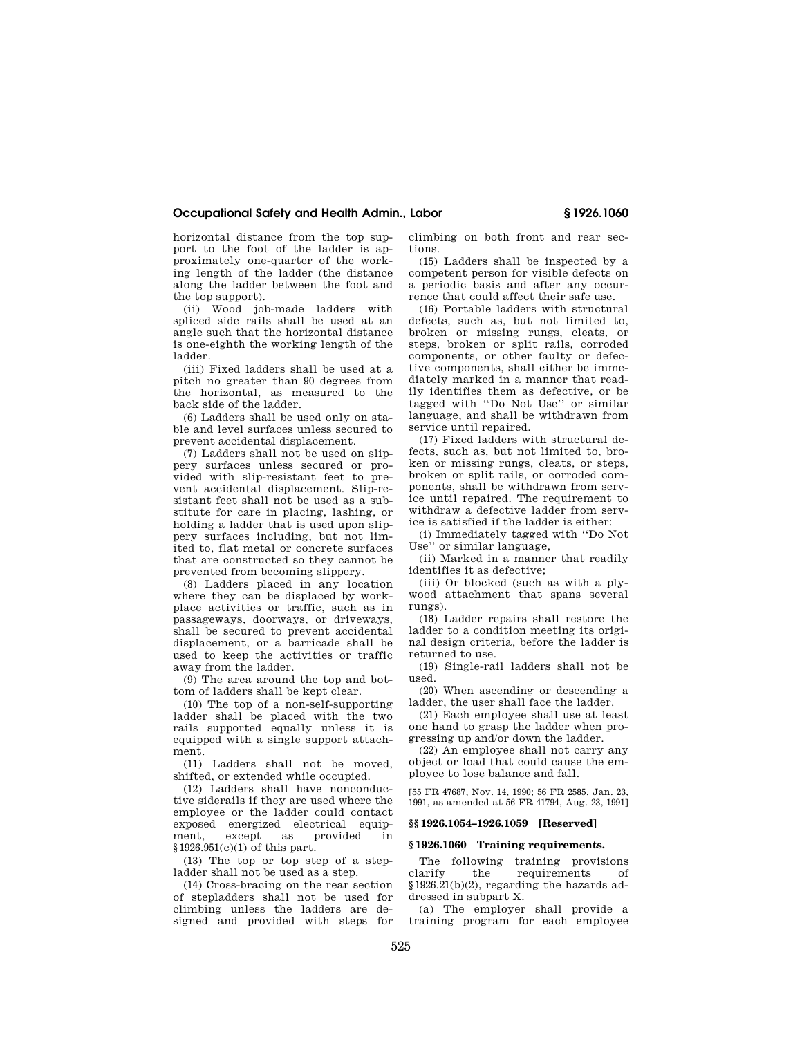horizontal distance from the top support to the foot of the ladder is approximately one-quarter of the working length of the ladder (the distance along the ladder between the foot and the top support).

(ii) Wood job-made ladders with spliced side rails shall be used at an angle such that the horizontal distance is one-eighth the working length of the ladder.

(iii) Fixed ladders shall be used at a pitch no greater than 90 degrees from the horizontal, as measured to the back side of the ladder.

(6) Ladders shall be used only on stable and level surfaces unless secured to prevent accidental displacement.

(7) Ladders shall not be used on slippery surfaces unless secured or provided with slip-resistant feet to prevent accidental displacement. Slip-resistant feet shall not be used as a substitute for care in placing, lashing, or holding a ladder that is used upon slippery surfaces including, but not limited to, flat metal or concrete surfaces that are constructed so they cannot be prevented from becoming slippery.

(8) Ladders placed in any location where they can be displaced by workplace activities or traffic, such as in passageways, doorways, or driveways, shall be secured to prevent accidental displacement, or a barricade shall be used to keep the activities or traffic away from the ladder.

(9) The area around the top and bottom of ladders shall be kept clear.

(10) The top of a non-self-supporting ladder shall be placed with the two rails supported equally unless it is equipped with a single support attachment.

(11) Ladders shall not be moved, shifted, or extended while occupied.

(12) Ladders shall have nonconductive siderails if they are used where the employee or the ladder could contact exposed energized electrical equipment, except as provided in §1926.951(c)(1) of this part.

(13) The top or top step of a stepladder shall not be used as a step.

(14) Cross-bracing on the rear section of stepladders shall not be used for climbing unless the ladders are designed and provided with steps for climbing on both front and rear sections.

(15) Ladders shall be inspected by a competent person for visible defects on a periodic basis and after any occurrence that could affect their safe use.

(16) Portable ladders with structural defects, such as, but not limited to, broken or missing rungs, cleats, or steps, broken or split rails, corroded components, or other faulty or defective components, shall either be immediately marked in a manner that readily identifies them as defective, or be tagged with "Do Not Use" or similar language, and shall be withdrawn from service until repaired.

(17) Fixed ladders with structural defects, such as, but not limited to, broken or missing rungs, cleats, or steps, broken or split rails, or corroded components, shall be withdrawn from service until repaired. The requirement to withdraw a defective ladder from service is satisfied if the ladder is either:

(i) Immediately tagged with "Do Not Use" or similar language,

(ii) Marked in a manner that readily identifies it as defective;

(iii) Or blocked (such as with a plywood attachment that spans several rungs).

(18) Ladder repairs shall restore the ladder to a condition meeting its original design criteria, before the ladder is returned to use.

(19) Single-rail ladders shall not be used.

(20) When ascending or descending a ladder, the user shall face the ladder.

(21) Each employee shall use at least one hand to grasp the ladder when progressing up and/or down the ladder.

(22) An employee shall not carry any object or load that could cause the employee to lose balance and fall.

[55 FR 47687, Nov. 14, 1990; 56 FR 2585, Jan. 23, 1991, as amended at 56 FR 41794, Aug. 23, 1991]

### §§ 1926.1054–1926.1059 [Reserved]

### § 1926.1060 Training requirements.

The following training provisions clarify the requirements of §1926.21(b)(2), regarding the hazards addressed in subpart X.

(a) The employer shall provide a training program for each employee